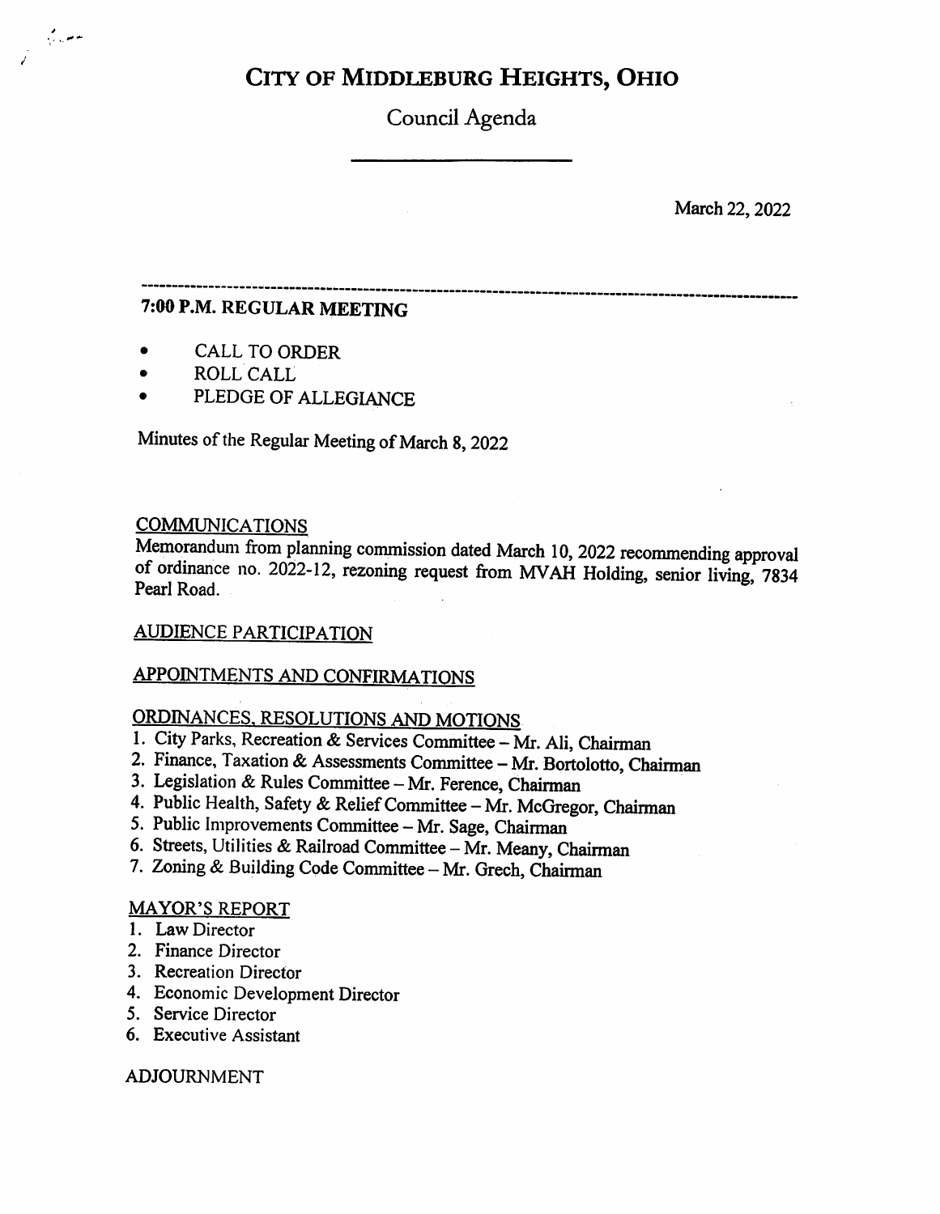# CITY OF MIDDLEBURG HEIGHTS, OHIO

## Council Agenda

March 22, 2022

---

### 7:00 P.M. REGULAR MEETING

- CALL TO ORDER
- ROLL CALL
- PLEDGE OF ALLEGIANCE

Minutes of the Regular Meeting of March 8, 2022

COMMUNICATIONS

Memorandum from planning commission dated March 10, 2022 recommending approval of ordinance no. 2022-12, rezoning request from MVAH Holding, senior living, 7834 Pearl Road.

AUDIENCE PARTICIPATION

APPOINTMENTS AND CONFIRMATIONS

ORDINANCES, RESOLUTIONS AND MOTIONS

1. City Parks, Recreation & Services Committee – Mr. Ali, Chairman
2. Finance, Taxation & Assessments Committee – Mr. Bortolotto, Chairman
3. Legislation & Rules Committee – Mr. Ference, Chairman
4. Public Health, Safety & Relief Committee – Mr. McGregor, Chairman
5. Public Improvements Committee – Mr. Sage, Chairman
6. Streets, Utilities & Railroad Committee – Mr. Meany, Chairman
7. Zoning & Building Code Committee – Mr. Grech, Chairman

MAYOR'S REPORT

1. Law Director
2. Finance Director
3. Recreation Director
4. Economic Development Director
5. Service Director
6. Executive Assistant

ADJOURNMENT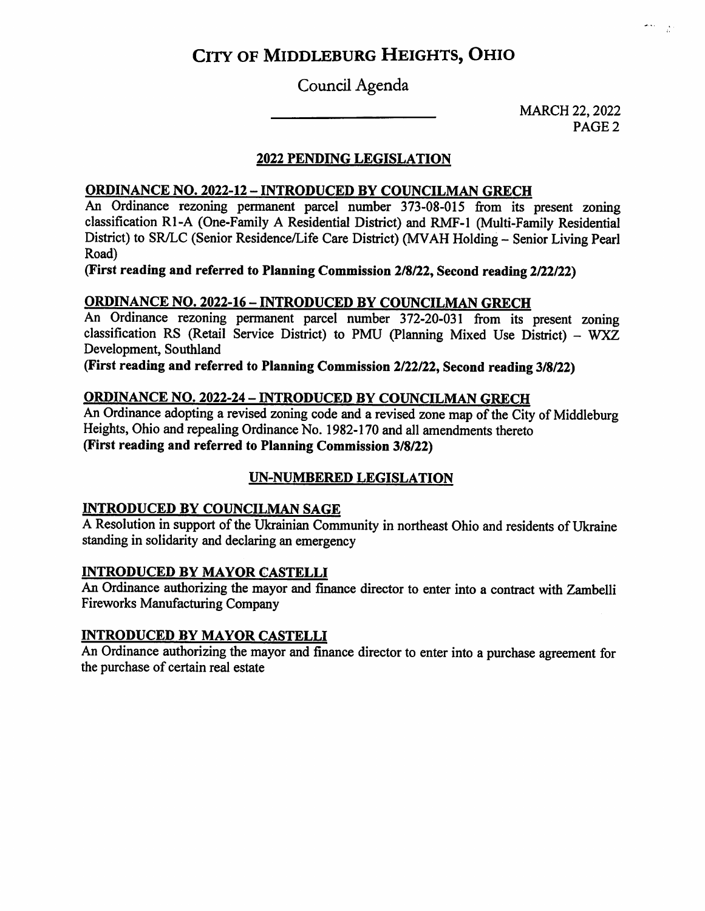# City of Middleburg Heights, Ohio

## Council Agenda

MARCH 22, 2022

## 2022 PENDING LEGISLATION

### ORDINANCE NO. 2022-12 – INTRODUCED BY COUNCILMAN GRECH

An Ordinance rezoning permanent parcel number 373-08-015 from its present zoning classification R1-A (One-Family A Residential District) and RMF-1 (Multi-Family Residential District) to SR/LC (Senior Residence/Life Care District) (MVAH Holding – Senior Living Pearl Road)

**(First reading and referred to Planning Commission 2/8/22, Second reading 2/22/22)**

### ORDINANCE NO. 2022-16 – INTRODUCED BY COUNCILMAN GRECH

An Ordinance rezoning permanent parcel number 372-20-031 from its present zoning classification RS (Retail Service District) to PMU (Planning Mixed Use District) – WXZ Development, Southland

**(First reading and referred to Planning Commission 2/22/22, Second reading 3/8/22)**

### ORDINANCE NO. 2022-24 – INTRODUCED BY COUNCILMAN GRECH

An Ordinance adopting a revised zoning code and a revised zone map of the City of Middleburg Heights, Ohio and repealing Ordinance No. 1982-170 and all amendments thereto

**(First reading and referred to Planning Commission 3/8/22)**

## UN-NUMBERED LEGISLATION

### INTRODUCED BY COUNCILMAN SAGE

A Resolution in support of the Ukrainian Community in northeast Ohio and residents of Ukraine standing in solidarity and declaring an emergency

### INTRODUCED BY MAYOR CASTELLI

An Ordinance authorizing the mayor and finance director to enter into a contract with Zambelli Fireworks Manufacturing Company

### INTRODUCED BY MAYOR CASTELLI

An Ordinance authorizing the mayor and finance director to enter into a purchase agreement for the purchase of certain real estate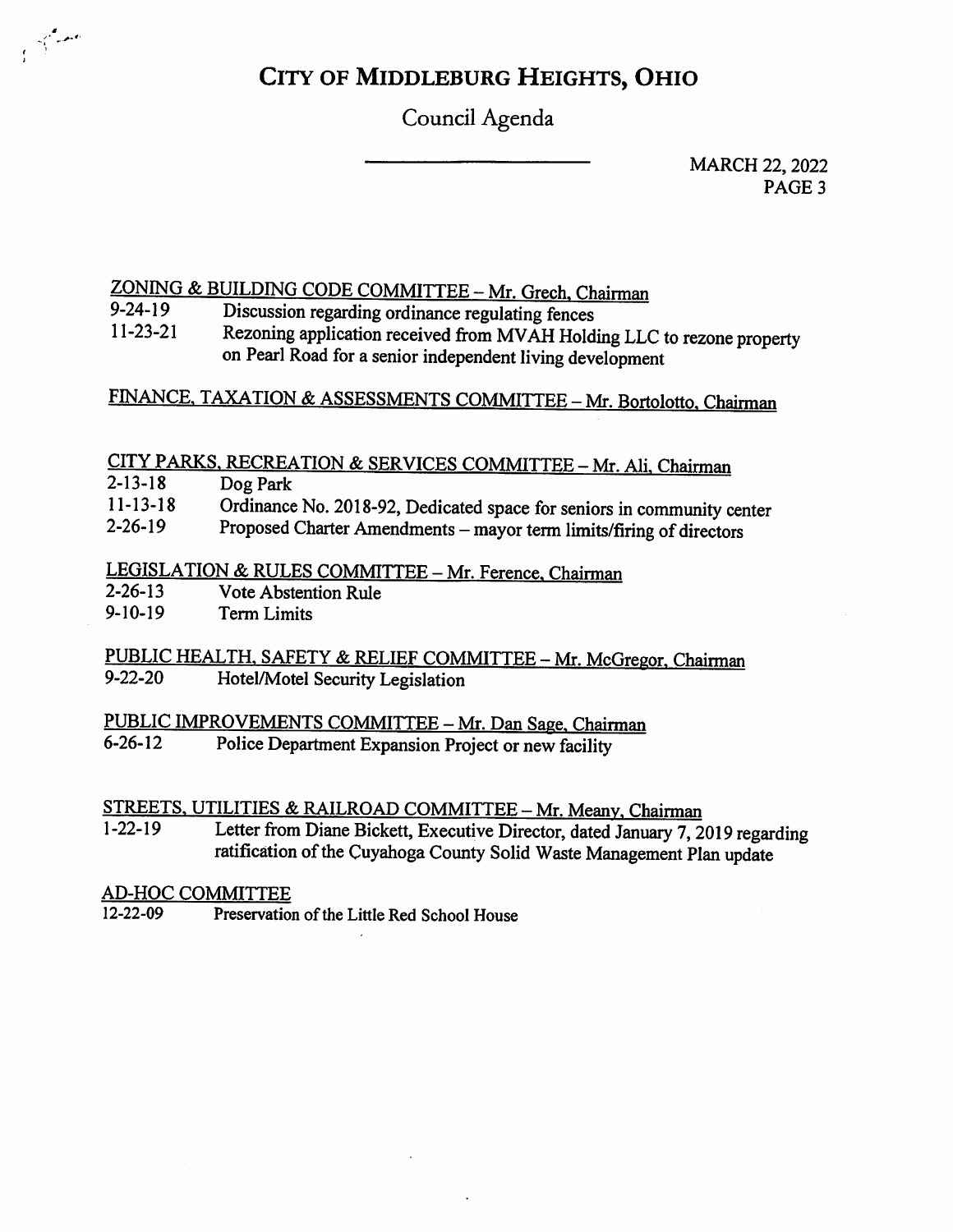# CITY OF MIDDLEBURG HEIGHTS, OHIO

## Council Agenda

MARCH 22, 2022

### ZONING & BUILDING CODE COMMITTEE – Mr. Grech, Chairman

9-24-19 Discussion regarding ordinance regulating fences

11-23-21 Rezoning application received from MVAH Holding LLC to rezone property on Pearl Road for a senior independent living development

### FINANCE, TAXATION & ASSESSMENTS COMMITTEE – Mr. Bortolotto, Chairman

### CITY PARKS, RECREATION & SERVICES COMMITTEE – Mr. Ali, Chairman

2-13-18 Dog Park

11-13-18 Ordinance No. 2018-92, Dedicated space for seniors in community center

2-26-19 Proposed Charter Amendments – mayor term limits/firing of directors

### LEGISLATION & RULES COMMITTEE – Mr. Ference, Chairman

2-26-13 Vote Abstention Rule

9-10-19 Term Limits

### PUBLIC HEALTH, SAFETY & RELIEF COMMITTEE – Mr. McGregor, Chairman

9-22-20 Hotel/Motel Security Legislation

### PUBLIC IMPROVEMENTS COMMITTEE – Mr. Dan Sage, Chairman

6-26-12 Police Department Expansion Project or new facility

### STREETS, UTILITIES & RAILROAD COMMITTEE – Mr. Meany, Chairman

1-22-19 Letter from Diane Bickett, Executive Director, dated January 7, 2019 regarding ratification of the Cuyahoga County Solid Waste Management Plan update

### AD-HOC COMMITTEE

12-22-09 Preservation of the Little Red School House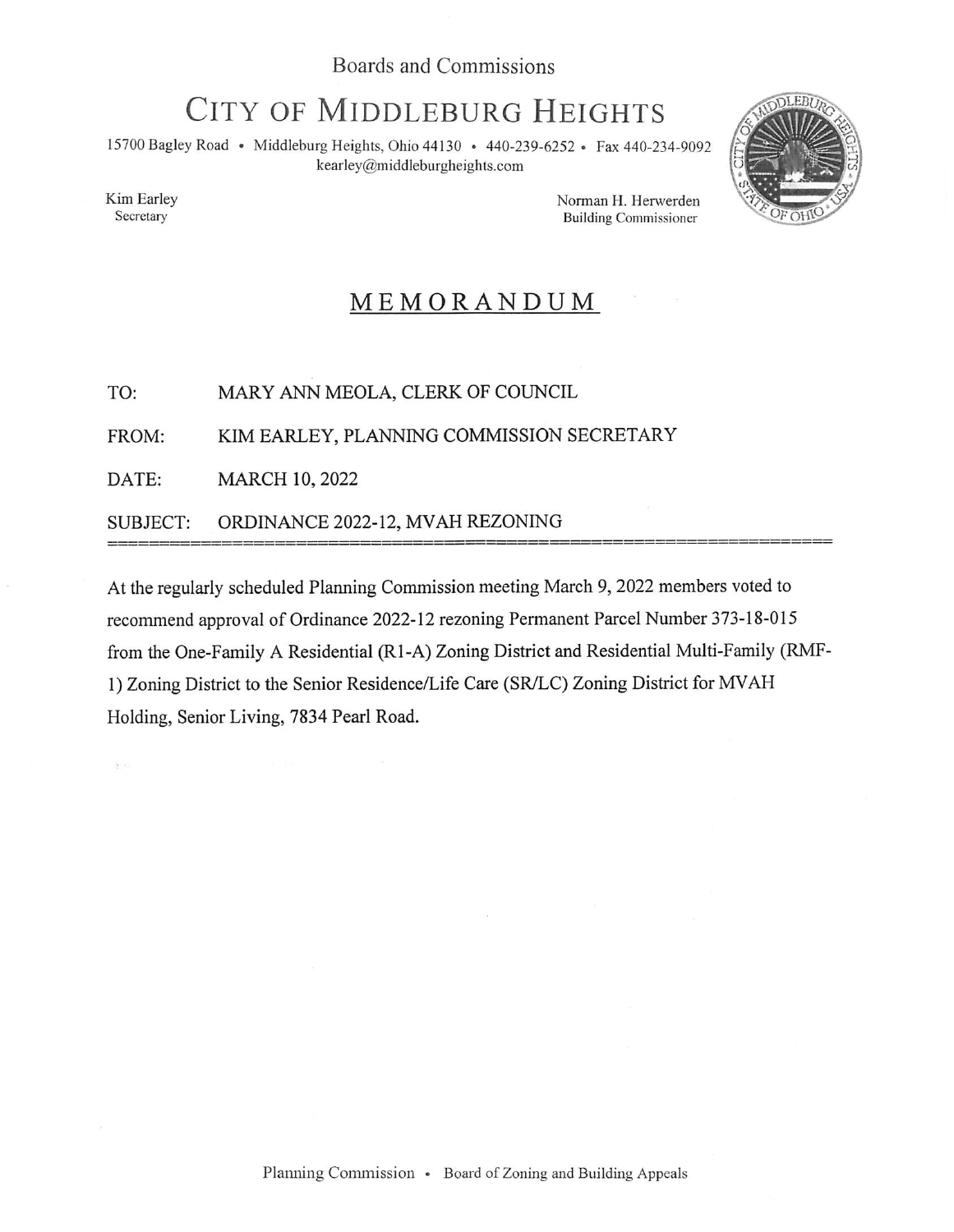Boards and Commissions

# CITY OF MIDDLEBURG HEIGHTS

15700 Bagley Road • Middleburg Heights, Ohio 44130 • 440-239-6252 • Fax 440-234-9092
kearley@middleburgheights.com

Kim Earley
Secretary

Norman H. Herwerden
Building Commissioner

## MEMORANDUM

TO: MARY ANN MEOLA, CLERK OF COUNCIL

FROM: KIM EARLEY, PLANNING COMMISSION SECRETARY

DATE: MARCH 10, 2022

SUBJECT: ORDINANCE 2022-12, MVAH REZONING

---

At the regularly scheduled Planning Commission meeting March 9, 2022 members voted to recommend approval of Ordinance 2022-12 rezoning Permanent Parcel Number 373-18-015 from the One-Family A Residential (R1-A) Zoning District and Residential Multi-Family (RMF-1) Zoning District to the Senior Residence/Life Care (SR/LC) Zoning District for MVAH Holding, Senior Living, 7834 Pearl Road.

Planning Commission • Board of Zoning and Building Appeals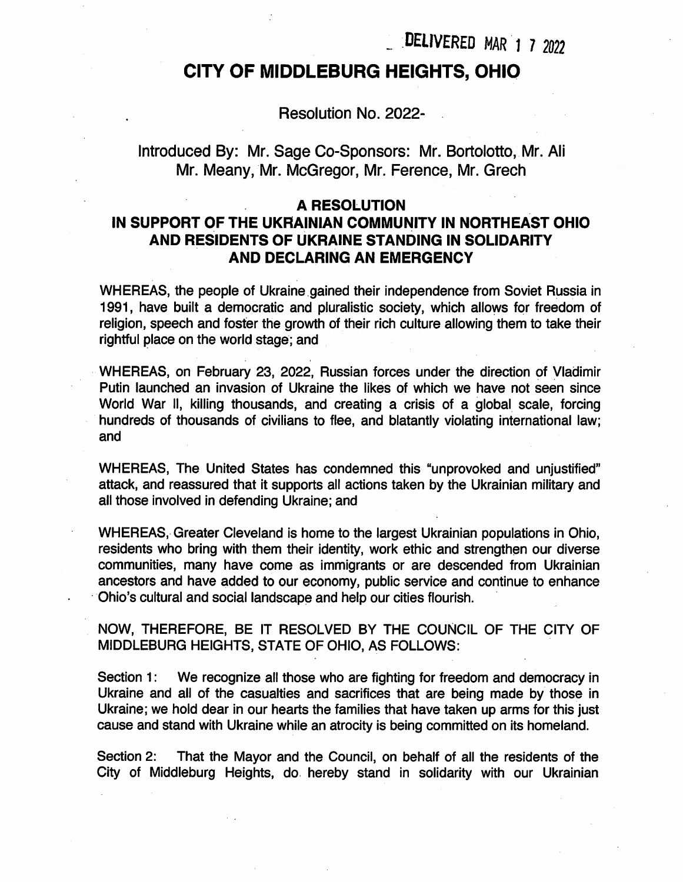DELIVERED MAR 1 7 2022

# CITY OF MIDDLEBURG HEIGHTS, OHIO

Resolution No. 2022-

Introduced By: Mr. Sage Co-Sponsors: Mr. Bortolotto, Mr. Ali
Mr. Meany, Mr. McGregor, Mr. Ference, Mr. Grech

## A RESOLUTION
## IN SUPPORT OF THE UKRAINIAN COMMUNITY IN NORTHEAST OHIO AND RESIDENTS OF UKRAINE STANDING IN SOLIDARITY AND DECLARING AN EMERGENCY

WHEREAS, the people of Ukraine gained their independence from Soviet Russia in 1991, have built a democratic and pluralistic society, which allows for freedom of religion, speech and foster the growth of their rich culture allowing them to take their rightful place on the world stage; and

WHEREAS, on February 23, 2022, Russian forces under the direction of Vladimir Putin launched an invasion of Ukraine the likes of which we have not seen since World War II, killing thousands, and creating a crisis of a global scale, forcing hundreds of thousands of civilians to flee, and blatantly violating international law; and

WHEREAS, The United States has condemned this "unprovoked and unjustified" attack, and reassured that it supports all actions taken by the Ukrainian military and all those involved in defending Ukraine; and

WHEREAS, Greater Cleveland is home to the largest Ukrainian populations in Ohio, residents who bring with them their identity, work ethic and strengthen our diverse communities, many have come as immigrants or are descended from Ukrainian ancestors and have added to our economy, public service and continue to enhance Ohio's cultural and social landscape and help our cities flourish.

NOW, THEREFORE, BE IT RESOLVED BY THE COUNCIL OF THE CITY OF MIDDLEBURG HEIGHTS, STATE OF OHIO, AS FOLLOWS:

Section 1: We recognize all those who are fighting for freedom and democracy in Ukraine and all of the casualties and sacrifices that are being made by those in Ukraine; we hold dear in our hearts the families that have taken up arms for this just cause and stand with Ukraine while an atrocity is being committed on its homeland.

Section 2: That the Mayor and the Council, on behalf of all the residents of the City of Middleburg Heights, do hereby stand in solidarity with our Ukrainian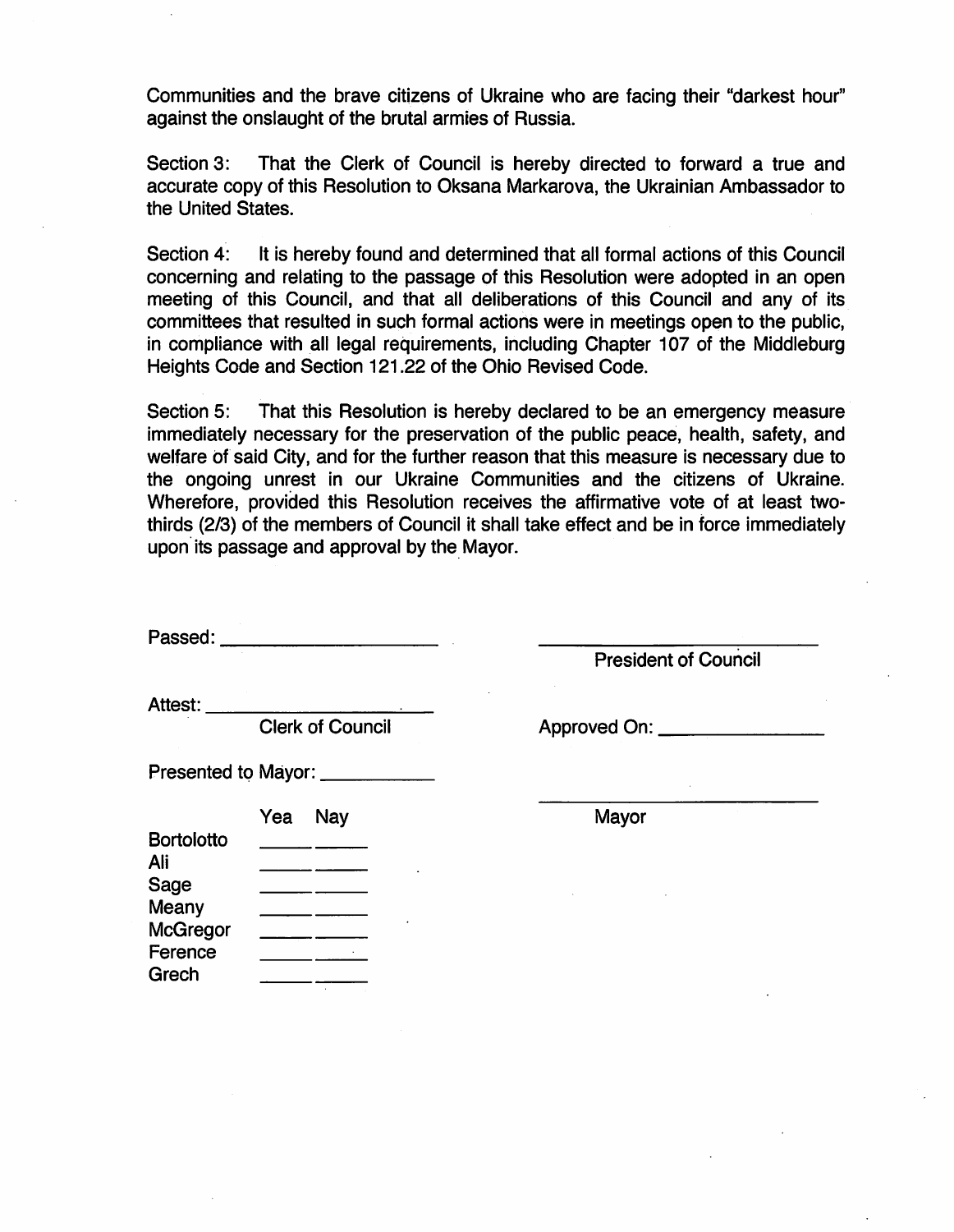Communities and the brave citizens of Ukraine who are facing their "darkest hour" against the onslaught of the brutal armies of Russia.

Section 3: That the Clerk of Council is hereby directed to forward a true and accurate copy of this Resolution to Oksana Markarova, the Ukrainian Ambassador to the United States.

Section 4: It is hereby found and determined that all formal actions of this Council concerning and relating to the passage of this Resolution were adopted in an open meeting of this Council, and that all deliberations of this Council and any of its committees that resulted in such formal actions were in meetings open to the public, in compliance with all legal requirements, including Chapter 107 of the Middleburg Heights Code and Section 121.22 of the Ohio Revised Code.

Section 5: That this Resolution is hereby declared to be an emergency measure immediately necessary for the preservation of the public peace, health, safety, and welfare of said City, and for the further reason that this measure is necessary due to the ongoing unrest in our Ukraine Communities and the citizens of Ukraine. Wherefore, provided this Resolution receives the affirmative vote of at least two-thirds (2/3) of the members of Council it shall take effect and be in force immediately upon its passage and approval by the Mayor.

Passed: ____________________

____________________
President of Council

Attest: ____________________
Clerk of Council

Approved On: ____________________

Presented to Mayor: ____________

____________________
Mayor

| | Yea | Nay |
|---|---|---|
| Bortolotto | | |
| Ali | | |
| Sage | | |
| Meany | | |
| McGregor | | |
| Ference | | |
| Grech | | |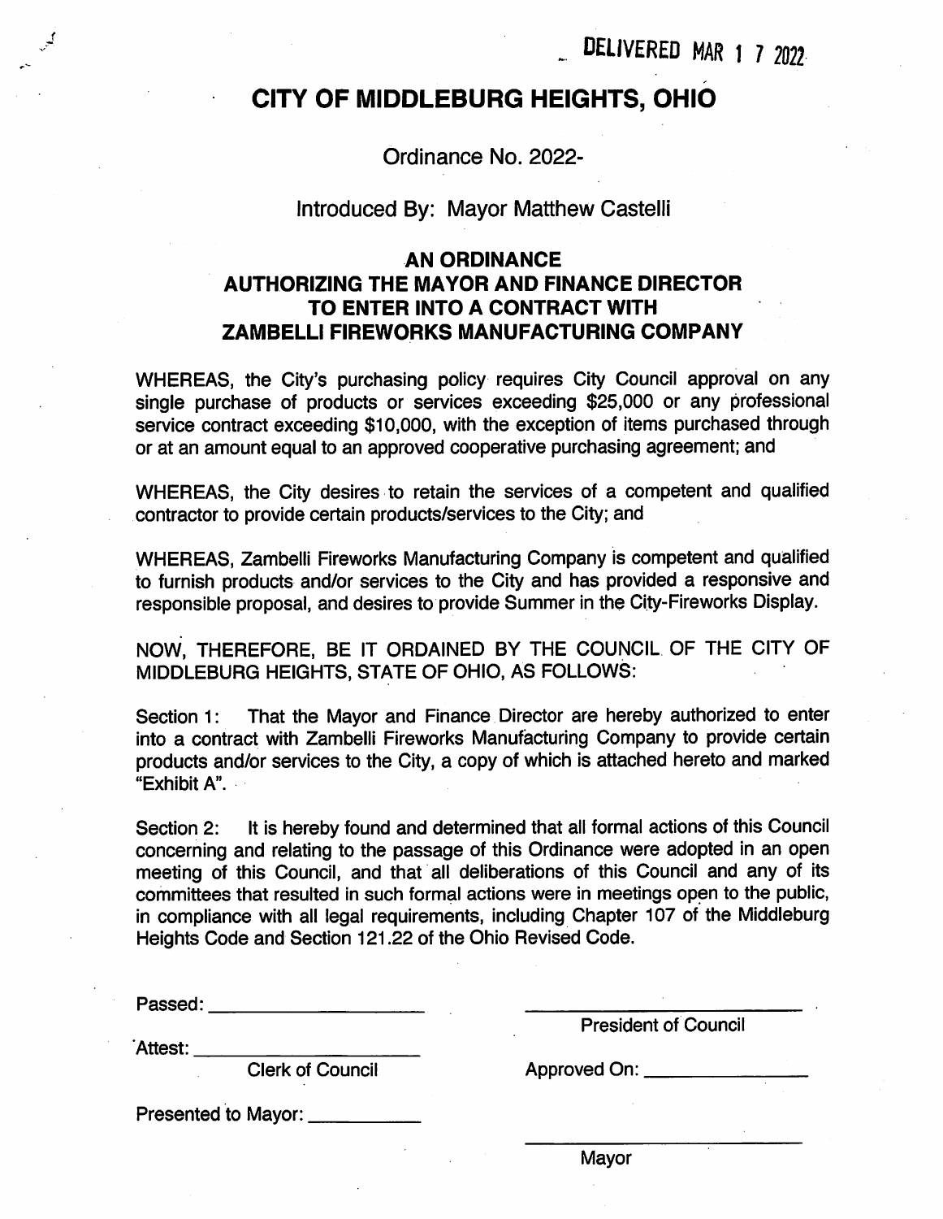DELIVERED MAR 17 2022

# CITY OF MIDDLEBURG HEIGHTS, OHIO

Ordinance No. 2022-

Introduced By: Mayor Matthew Castelli

## AN ORDINANCE
## AUTHORIZING THE MAYOR AND FINANCE DIRECTOR TO ENTER INTO A CONTRACT WITH ZAMBELLI FIREWORKS MANUFACTURING COMPANY

WHEREAS, the City's purchasing policy requires City Council approval on any single purchase of products or services exceeding $25,000 or any professional service contract exceeding $10,000, with the exception of items purchased through or at an amount equal to an approved cooperative purchasing agreement; and

WHEREAS, the City desires to retain the services of a competent and qualified contractor to provide certain products/services to the City; and

WHEREAS, Zambelli Fireworks Manufacturing Company is competent and qualified to furnish products and/or services to the City and has provided a responsive and responsible proposal, and desires to provide Summer in the City-Fireworks Display.

NOW, THEREFORE, BE IT ORDAINED BY THE COUNCIL OF THE CITY OF MIDDLEBURG HEIGHTS, STATE OF OHIO, AS FOLLOWS:

Section 1: That the Mayor and Finance Director are hereby authorized to enter into a contract with Zambelli Fireworks Manufacturing Company to provide certain products and/or services to the City, a copy of which is attached hereto and marked "Exhibit A".

Section 2: It is hereby found and determined that all formal actions of this Council concerning and relating to the passage of this Ordinance were adopted in an open meeting of this Council, and that all deliberations of this Council and any of its committees that resulted in such formal actions were in meetings open to the public, in compliance with all legal requirements, including Chapter 107 of the Middleburg Heights Code and Section 121.22 of the Ohio Revised Code.

Passed: ____________________

____________________
President of Council

Attest: ____________________
Clerk of Council

Approved On: ____________________

Presented to Mayor: ____________

____________________
Mayor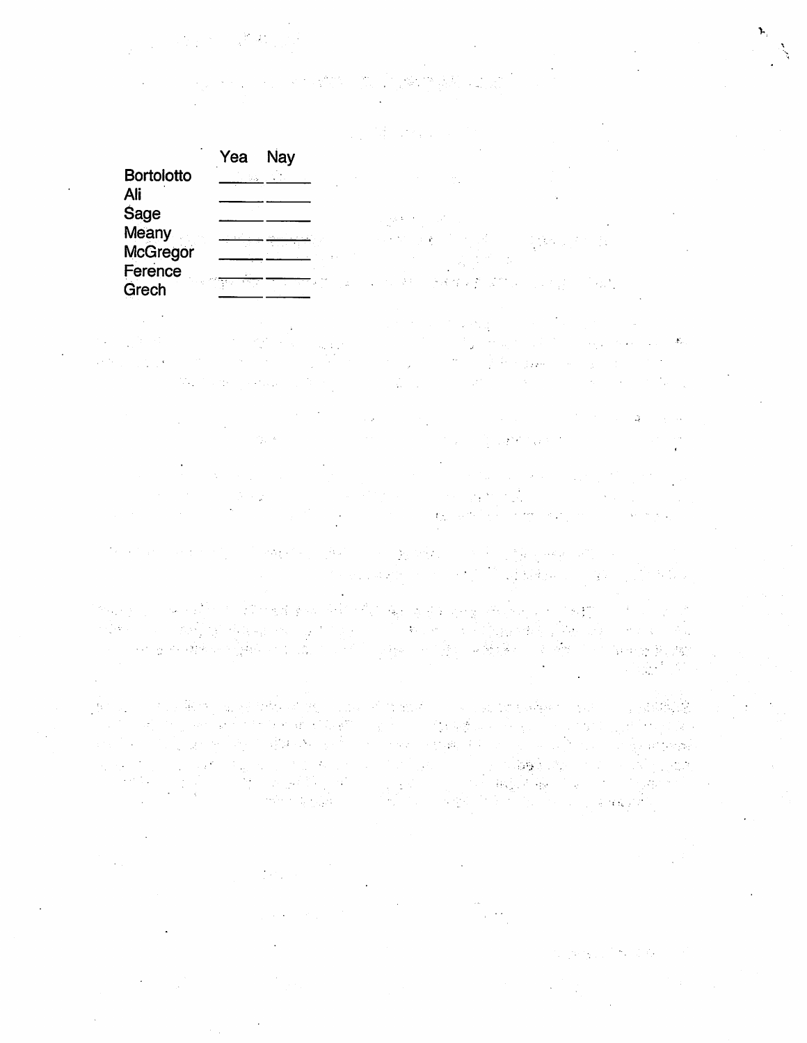| | Yea | Nay |
|---|---|---|
| Bortolotto | | |
| Ali | | |
| Sage | | |
| Meany | | |
| McGregor | | |
| Ference | | |
| Grech | | |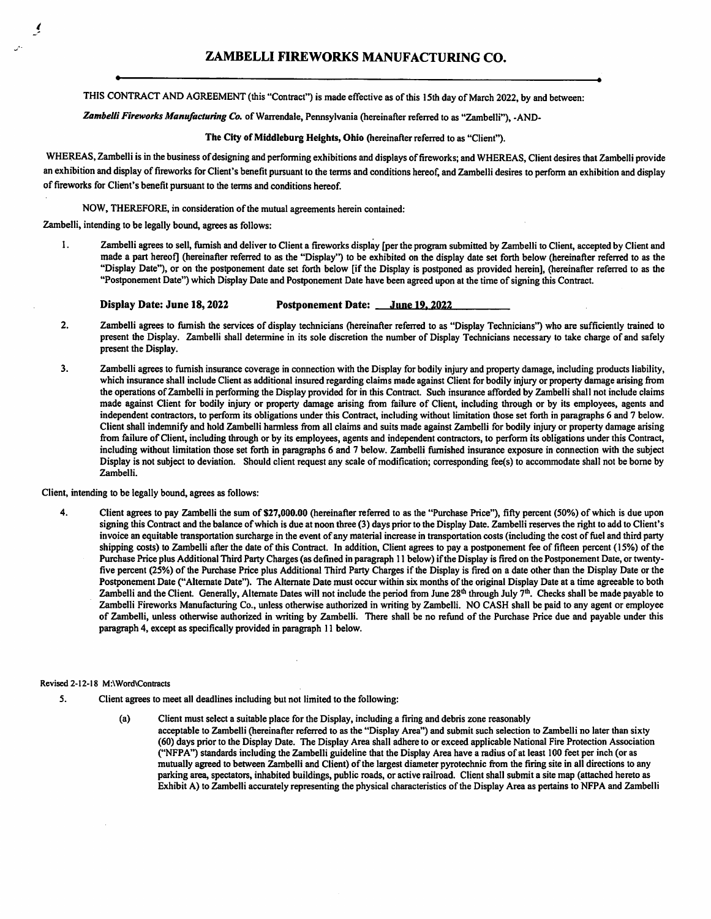# ZAMBELLI FIREWORKS MANUFACTURING CO.

THIS CONTRACT AND AGREEMENT (this "Contract") is made effective as of this 15th day of March 2022, by and between:

***Zambelli Fireworks Manufacturing Co.*** of Warrendale, Pennsylvania (hereinafter referred to as "Zambelli"), -AND-

**The City of Middleburg Heights, Ohio** (hereinafter referred to as "Client").

WHEREAS, Zambelli is in the business of designing and performing exhibitions and displays of fireworks; and WHEREAS, Client desires that Zambelli provide an exhibition and display of fireworks for Client's benefit pursuant to the terms and conditions hereof, and Zambelli desires to perform an exhibition and display of fireworks for Client's benefit pursuant to the terms and conditions hereof.

NOW, THEREFORE, in consideration of the mutual agreements herein contained:

Zambelli, intending to be legally bound, agrees as follows:

1. Zambelli agrees to sell, furnish and deliver to Client a fireworks display [per the program submitted by Zambelli to Client, accepted by Client and made a part hereof] (hereinafter referred to as the "Display") to be exhibited on the display date set forth below (hereinafter referred to as the "Display Date"), or on the postponement date set forth below [if the Display is postponed as provided herein], (hereinafter referred to as the "Postponement Date") which Display Date and Postponement Date have been agreed upon at the time of signing this Contract.

   **Display Date: June 18, 2022** **Postponement Date: June 19, 2022**

2. Zambelli agrees to furnish the services of display technicians (hereinafter referred to as "Display Technicians") who are sufficiently trained to present the Display. Zambelli shall determine in its sole discretion the number of Display Technicians necessary to take charge of and safely present the Display.

3. Zambelli agrees to furnish insurance coverage in connection with the Display for bodily injury and property damage, including products liability, which insurance shall include Client as additional insured regarding claims made against Client for bodily injury or property damage arising from the operations of Zambelli in performing the Display provided for in this Contract. Such insurance afforded by Zambelli shall not include claims made against Client for bodily injury or property damage arising from failure of Client, including through or by its employees, agents and independent contractors, to perform its obligations under this Contract, including without limitation those set forth in paragraphs 6 and 7 below. Client shall indemnify and hold Zambelli harmless from all claims and suits made against Zambelli for bodily injury or property damage arising from failure of Client, including through or by its employees, agents and independent contractors, to perform its obligations under this Contract, including without limitation those set forth in paragraphs 6 and 7 below. Zambelli furnished insurance exposure in connection with the subject Display is not subject to deviation. Should client request any scale of modification; corresponding fee(s) to accommodate shall not be borne by Zambelli.

Client, intending to be legally bound, agrees as follows:

4. Client agrees to pay Zambelli the sum of **$27,000.00** (hereinafter referred to as the "Purchase Price"), fifty percent (50%) of which is due upon signing this Contract and the balance of which is due at noon three (3) days prior to the Display Date. Zambelli reserves the right to add to Client's invoice an equitable transportation surcharge in the event of any material increase in transportation costs (including the cost of fuel and third party shipping costs) to Zambelli after the date of this Contract. In addition, Client agrees to pay a postponement fee of fifteen percent (15%) of the Purchase Price plus Additional Third Party Charges (as defined in paragraph 11 below) if the Display is fired on the Postponement Date, or twenty-five percent (25%) of the Purchase Price plus Additional Third Party Charges if the Display is fired on a date other than the Display Date or the Postponement Date ("Alternate Date"). The Alternate Date must occur within six months of the original Display Date at a time agreeable to both Zambelli and the Client. Generally, Alternate Dates will not include the period from June 28th through July 7th. Checks shall be made payable to Zambelli Fireworks Manufacturing Co., unless otherwise authorized in writing by Zambelli. NO CASH shall be paid to any agent or employee of Zambelli, unless otherwise authorized in writing by Zambelli. There shall be no refund of the Purchase Price due and payable under this paragraph 4, except as specifically provided in paragraph 11 below.

Revised 2-12-18 M:\Word\Contracts

5. Client agrees to meet all deadlines including but not limited to the following:

   (a) Client must select a suitable place for the Display, including a firing and debris zone reasonably acceptable to Zambelli (hereinafter referred to as the "Display Area") and submit such selection to Zambelli no later than sixty (60) days prior to the Display Date. The Display Area shall adhere to or exceed applicable National Fire Protection Association ("NFPA") standards including the Zambelli guideline that the Display Area have a radius of at least 100 feet per inch (or as mutually agreed to between Zambelli and Client) of the largest diameter pyrotechnic from the firing site in all directions to any parking area, spectators, inhabited buildings, public roads, or active railroad. Client shall submit a site map (attached hereto as Exhibit A) to Zambelli accurately representing the physical characteristics of the Display Area as pertains to NFPA and Zambelli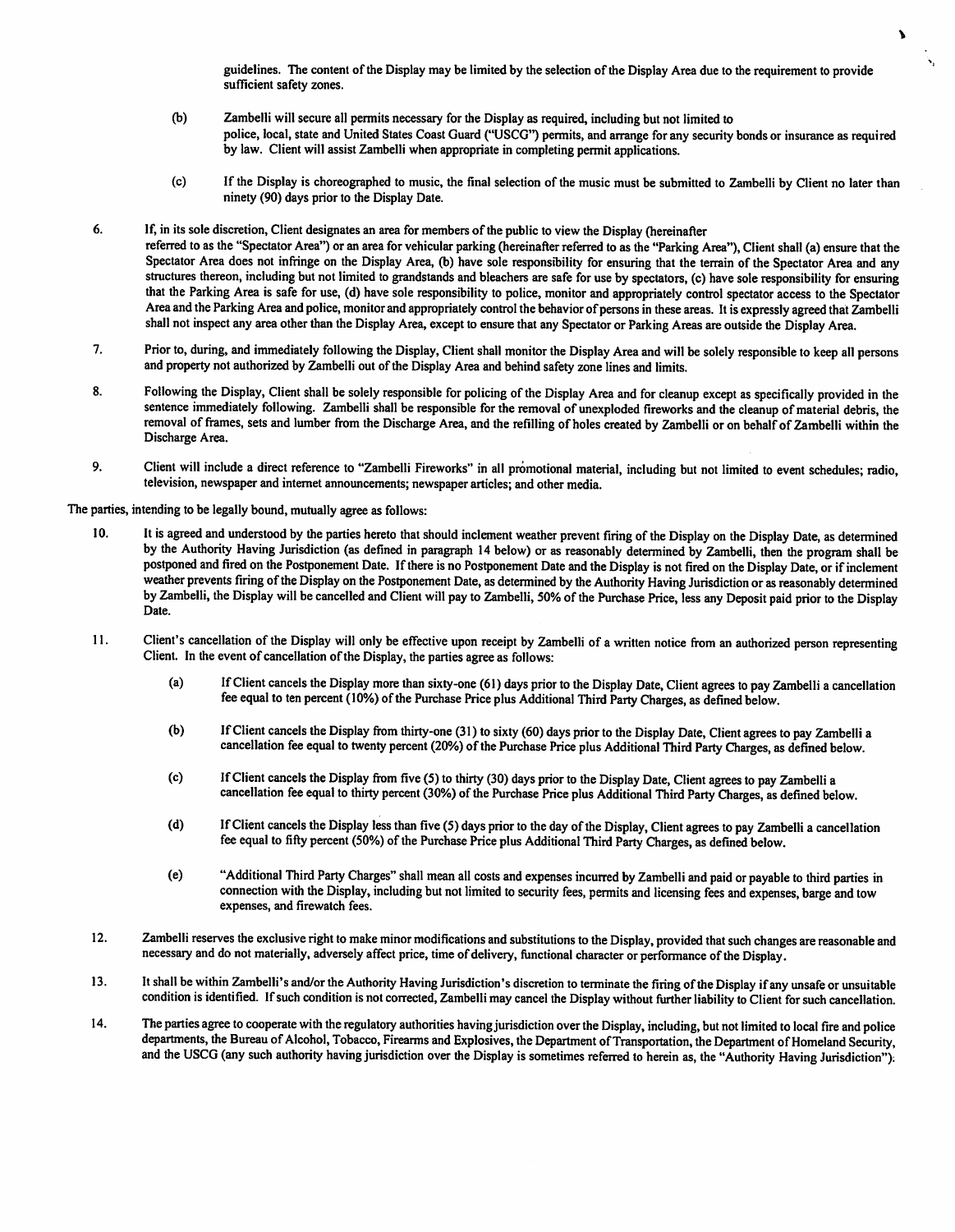guidelines. The content of the Display may be limited by the selection of the Display Area due to the requirement to provide sufficient safety zones.

(b) Zambelli will secure all permits necessary for the Display as required, including but not limited to police, local, state and United States Coast Guard ("USCG") permits, and arrange for any security bonds or insurance as required by law. Client will assist Zambelli when appropriate in completing permit applications.

(c) If the Display is choreographed to music, the final selection of the music must be submitted to Zambelli by Client no later than ninety (90) days prior to the Display Date.

6. If, in its sole discretion, Client designates an area for members of the public to view the Display (hereinafter referred to as the "Spectator Area") or an area for vehicular parking (hereinafter referred to as the "Parking Area"), Client shall (a) ensure that the Spectator Area does not infringe on the Display Area, (b) have sole responsibility for ensuring that the terrain of the Spectator Area and any structures thereon, including but not limited to grandstands and bleachers are safe for use by spectators, (c) have sole responsibility for ensuring that the Parking Area is safe for use, (d) have sole responsibility to police, monitor and appropriately control spectator access to the Spectator Area and the Parking Area and police, monitor and appropriately control the behavior of persons in these areas. It is expressly agreed that Zambelli shall not inspect any area other than the Display Area, except to ensure that any Spectator or Parking Areas are outside the Display Area.

7. Prior to, during, and immediately following the Display, Client shall monitor the Display Area and will be solely responsible to keep all persons and property not authorized by Zambelli out of the Display Area and behind safety zone lines and limits.

8. Following the Display, Client shall be solely responsible for policing of the Display Area and for cleanup except as specifically provided in the sentence immediately following. Zambelli shall be responsible for the removal of unexploded fireworks and the cleanup of material debris, the removal of frames, sets and lumber from the Discharge Area, and the refilling of holes created by Zambelli or on behalf of Zambelli within the Discharge Area.

9. Client will include a direct reference to "Zambelli Fireworks" in all promotional material, including but not limited to event schedules; radio, television, newspaper and internet announcements; newspaper articles; and other media.

The parties, intending to be legally bound, mutually agree as follows:

10. It is agreed and understood by the parties hereto that should inclement weather prevent firing of the Display on the Display Date, as determined by the Authority Having Jurisdiction (as defined in paragraph 14 below) or as reasonably determined by Zambelli, then the program shall be postponed and fired on the Postponement Date. If there is no Postponement Date and the Display is not fired on the Display Date, or if inclement weather prevents firing of the Display on the Postponement Date, as determined by the Authority Having Jurisdiction or as reasonably determined by Zambelli, the Display will be cancelled and Client will pay to Zambelli, 50% of the Purchase Price, less any Deposit paid prior to the Display Date.

11. Client's cancellation of the Display will only be effective upon receipt by Zambelli of a written notice from an authorized person representing Client. In the event of cancellation of the Display, the parties agree as follows:

(a) If Client cancels the Display more than sixty-one (61) days prior to the Display Date, Client agrees to pay Zambelli a cancellation fee equal to ten percent (10%) of the Purchase Price plus Additional Third Party Charges, as defined below.

(b) If Client cancels the Display from thirty-one (31) to sixty (60) days prior to the Display Date, Client agrees to pay Zambelli a cancellation fee equal to twenty percent (20%) of the Purchase Price plus Additional Third Party Charges, as defined below.

(c) If Client cancels the Display from five (5) to thirty (30) days prior to the Display Date, Client agrees to pay Zambelli a cancellation fee equal to thirty percent (30%) of the Purchase Price plus Additional Third Party Charges, as defined below.

(d) If Client cancels the Display less than five (5) days prior to the day of the Display, Client agrees to pay Zambelli a cancellation fee equal to fifty percent (50%) of the Purchase Price plus Additional Third Party Charges, as defined below.

(e) "Additional Third Party Charges" shall mean all costs and expenses incurred by Zambelli and paid or payable to third parties in connection with the Display, including but not limited to security fees, permits and licensing fees and expenses, barge and tow expenses, and firewatch fees.

12. Zambelli reserves the exclusive right to make minor modifications and substitutions to the Display, provided that such changes are reasonable and necessary and do not materially, adversely affect price, time of delivery, functional character or performance of the Display.

13. It shall be within Zambelli's and/or the Authority Having Jurisdiction's discretion to terminate the firing of the Display if any unsafe or unsuitable condition is identified. If such condition is not corrected, Zambelli may cancel the Display without further liability to Client for such cancellation.

14. The parties agree to cooperate with the regulatory authorities having jurisdiction over the Display, including, but not limited to local fire and police departments, the Bureau of Alcohol, Tobacco, Firearms and Explosives, the Department of Transportation, the Department of Homeland Security, and the USCG (any such authority having jurisdiction over the Display is sometimes referred to herein as, the "Authority Having Jurisdiction").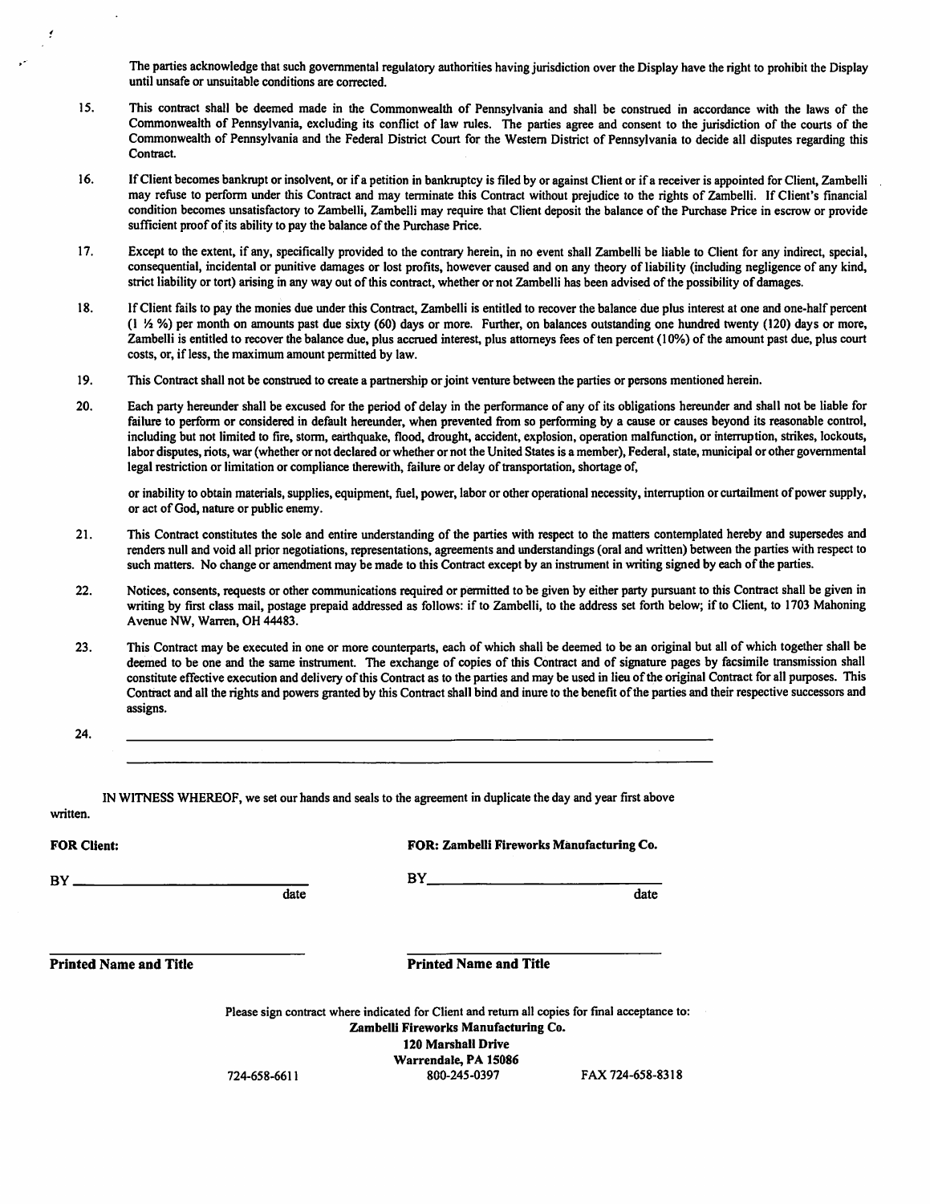The parties acknowledge that such governmental regulatory authorities having jurisdiction over the Display have the right to prohibit the Display until unsafe or unsuitable conditions are corrected.

15. This contract shall be deemed made in the Commonwealth of Pennsylvania and shall be construed in accordance with the laws of the Commonwealth of Pennsylvania, excluding its conflict of law rules. The parties agree and consent to the jurisdiction of the courts of the Commonwealth of Pennsylvania and the Federal District Court for the Western District of Pennsylvania to decide all disputes regarding this Contract.

16. If Client becomes bankrupt or insolvent, or if a petition in bankruptcy is filed by or against Client or if a receiver is appointed for Client, Zambelli may refuse to perform under this Contract and may terminate this Contract without prejudice to the rights of Zambelli. If Client's financial condition becomes unsatisfactory to Zambelli, Zambelli may require that Client deposit the balance of the Purchase Price in escrow or provide sufficient proof of its ability to pay the balance of the Purchase Price.

17. Except to the extent, if any, specifically provided to the contrary herein, in no event shall Zambelli be liable to Client for any indirect, special, consequential, incidental or punitive damages or lost profits, however caused and on any theory of liability (including negligence of any kind, strict liability or tort) arising in any way out of this contract, whether or not Zambelli has been advised of the possibility of damages.

18. If Client fails to pay the monies due under this Contract, Zambelli is entitled to recover the balance due plus interest at one and one-half percent (1 ½ %) per month on amounts past due sixty (60) days or more. Further, on balances outstanding one hundred twenty (120) days or more, Zambelli is entitled to recover the balance due, plus accrued interest, plus attorneys fees of ten percent (10%) of the amount past due, plus court costs, or, if less, the maximum amount permitted by law.

19. This Contract shall not be construed to create a partnership or joint venture between the parties or persons mentioned herein.

20. Each party hereunder shall be excused for the period of delay in the performance of any of its obligations hereunder and shall not be liable for failure to perform or considered in default hereunder, when prevented from so performing by a cause or causes beyond its reasonable control, including but not limited to fire, storm, earthquake, flood, drought, accident, explosion, operation malfunction, or interruption, strikes, lockouts, labor disputes, riots, war (whether or not declared or whether or not the United States is a member), Federal, state, municipal or other governmental legal restriction or limitation or compliance therewith, failure or delay of transportation, shortage of,

    or inability to obtain materials, supplies, equipment, fuel, power, labor or other operational necessity, interruption or curtailment of power supply, or act of God, nature or public enemy.

21. This Contract constitutes the sole and entire understanding of the parties with respect to the matters contemplated hereby and supersedes and renders null and void all prior negotiations, representations, agreements and understandings (oral and written) between the parties with respect to such matters. No change or amendment may be made to this Contract except by an instrument in writing signed by each of the parties.

22. Notices, consents, requests or other communications required or permitted to be given by either party pursuant to this Contract shall be given in writing by first class mail, postage prepaid addressed as follows: if to Zambelli, to the address set forth below; if to Client, to 1703 Mahoning Avenue NW, Warren, OH 44483.

23. This Contract may be executed in one or more counterparts, each of which shall be deemed to be an original but all of which together shall be deemed to be one and the same instrument. The exchange of copies of this Contract and of signature pages by facsimile transmission shall constitute effective execution and delivery of this Contract as to the parties and may be used in lieu of the original Contract for all purposes. This Contract and all the rights and powers granted by this Contract shall bind and inure to the benefit of the parties and their respective successors and assigns.

24. ______________________________________________________________________

    ______________________________________________________________________

IN WITNESS WHEREOF, we set our hands and seals to the agreement in duplicate the day and year first above written.

| **FOR Client:** | **FOR: Zambelli Fireworks Manufacturing Co.** |
|---|---|
| BY ______________________ date | BY ______________________ date |
| ______________________ | ______________________ |
| **Printed Name and Title** | **Printed Name and Title** |

Please sign contract where indicated for Client and return all copies for final acceptance to:

**Zambelli Fireworks Manufacturing Co.**
**120 Marshall Drive**
**Warrendale, PA 15086**

724-658-6611    800-245-0397    FAX 724-658-8318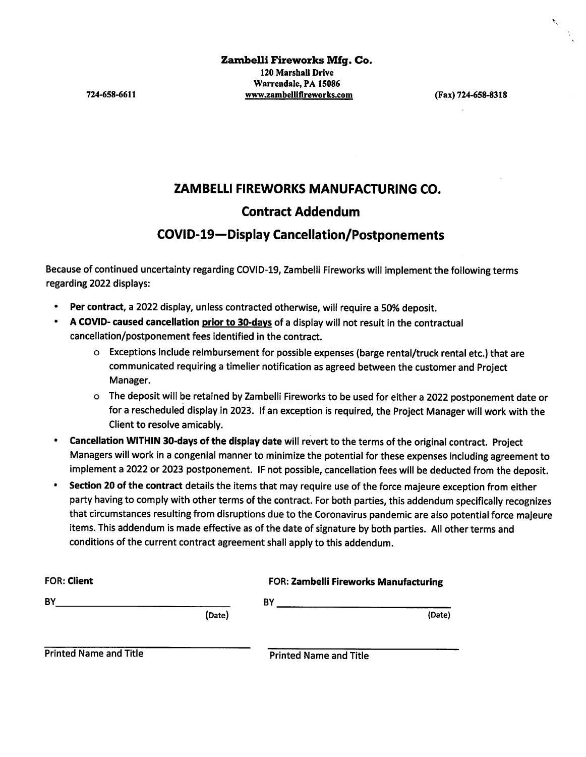**Zambelli Fireworks Mfg. Co.**
**120 Marshall Drive**
**Warrendale, PA 15086**

724-658-6611 | www.zambellifireworks.com | (Fax) 724-658-8318

# ZAMBELLI FIREWORKS MANUFACTURING CO.

## Contract Addendum

## COVID-19—Display Cancellation/Postponements

Because of continued uncertainty regarding COVID-19, Zambelli Fireworks will implement the following terms regarding 2022 displays:

- **Per contract**, a 2022 display, unless contracted otherwise, will require a 50% deposit.
- **A COVID- caused cancellation <u>prior to 30-days</u>** of a display will not result in the contractual cancellation/postponement fees identified in the contract.
  - Exceptions include reimbursement for possible expenses (barge rental/truck rental etc.) that are communicated requiring a timelier notification as agreed between the customer and Project Manager.
  - The deposit will be retained by Zambelli Fireworks to be used for either a 2022 postponement date or for a rescheduled display in 2023. If an exception is required, the Project Manager will work with the Client to resolve amicably.
- **Cancellation WITHIN 30-days of the display date** will revert to the terms of the original contract. Project Managers will work in a congenial manner to minimize the potential for these expenses including agreement to implement a 2022 or 2023 postponement. IF not possible, cancellation fees will be deducted from the deposit.
- **Section 20 of the contract** details the items that may require use of the force majeure exception from either party having to comply with other terms of the contract. For both parties, this addendum specifically recognizes that circumstances resulting from disruptions due to the Coronavirus pandemic are also potential force majeure items. This addendum is made effective as of the date of signature by both parties. All other terms and conditions of the current contract agreement shall apply to this addendum.

| FOR: **Client** | FOR: **Zambelli Fireworks Manufacturing** |
| --- | --- |
| BY\_\_\_\_\_\_\_\_\_\_\_\_\_\_\_\_\_\_\_\_ (Date) | BY\_\_\_\_\_\_\_\_\_\_\_\_\_\_\_\_\_\_\_\_ (Date) |
| \_\_\_\_\_\_\_\_\_\_\_\_\_\_\_\_\_\_\_\_ Printed Name and Title | \_\_\_\_\_\_\_\_\_\_\_\_\_\_\_\_\_\_\_\_ Printed Name and Title |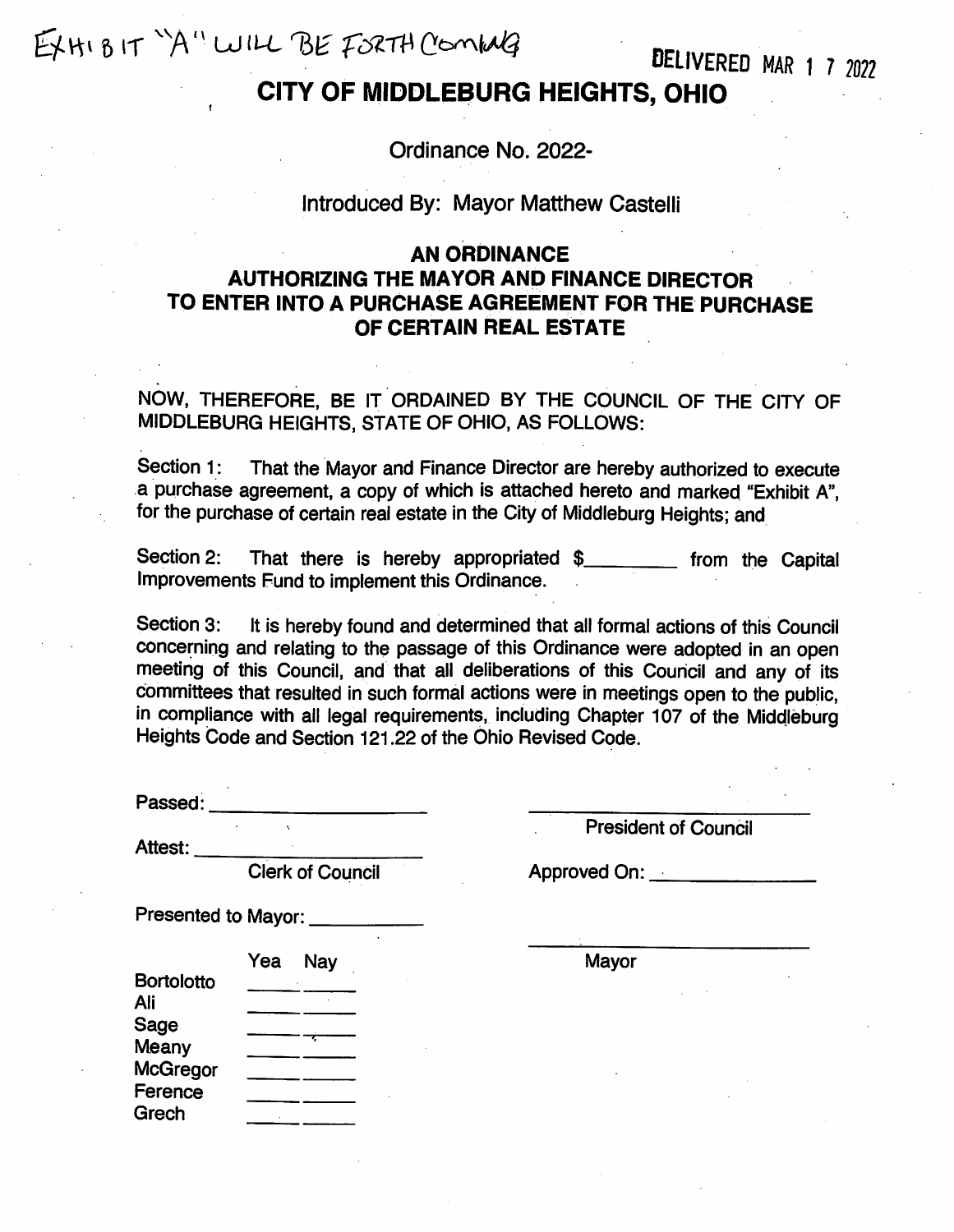EXHIBIT "A" WILL BE FORTHCOMING

DELIVERED MAR 17 2022

# CITY OF MIDDLEBURG HEIGHTS, OHIO

Ordinance No. 2022-

Introduced By: Mayor Matthew Castelli

## AN ORDINANCE
## AUTHORIZING THE MAYOR AND FINANCE DIRECTOR TO ENTER INTO A PURCHASE AGREEMENT FOR THE PURCHASE OF CERTAIN REAL ESTATE

NOW, THEREFORE, BE IT ORDAINED BY THE COUNCIL OF THE CITY OF MIDDLEBURG HEIGHTS, STATE OF OHIO, AS FOLLOWS:

Section 1: That the Mayor and Finance Director are hereby authorized to execute a purchase agreement, a copy of which is attached hereto and marked "Exhibit A", for the purchase of certain real estate in the City of Middleburg Heights; and

Section 2: That there is hereby appropriated $\_\_\_\_\_\_\_\_\_ from the Capital Improvements Fund to implement this Ordinance.

Section 3: It is hereby found and determined that all formal actions of this Council concerning and relating to the passage of this Ordinance were adopted in an open meeting of this Council, and that all deliberations of this Council and any of its committees that resulted in such formal actions were in meetings open to the public, in compliance with all legal requirements, including Chapter 107 of the Middleburg Heights Code and Section 121.22 of the Ohio Revised Code.

Passed: \_\_\_\_\_\_\_\_\_\_\_\_\_\_\_\_\_\_\_\_

\_\_\_\_\_\_\_\_\_\_\_\_\_\_\_\_\_\_\_\_\_\_\_\_\_
President of Council

Attest: \_\_\_\_\_\_\_\_\_\_\_\_\_\_\_\_\_\_\_\_
Clerk of Council

Approved On: \_\_\_\_\_\_\_\_\_\_\_\_\_\_

Presented to Mayor: \_\_\_\_\_\_\_\_\_\_

\_\_\_\_\_\_\_\_\_\_\_\_\_\_\_\_\_\_\_\_\_\_\_\_\_
Mayor

| | Yea | Nay |
|---|---|---|
| Bortolotto | | |
| Ali | | |
| Sage | | |
| Meany | | |
| McGregor | | |
| Ference | | |
| Grech | | |